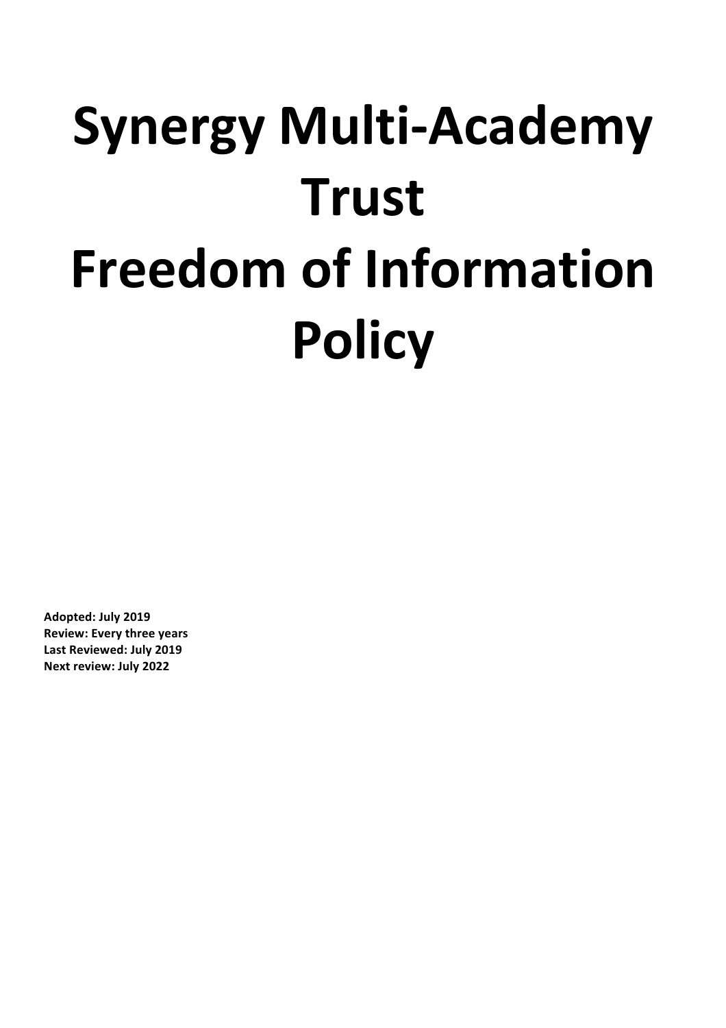# Synergy Multi-Academy Trust Freedom of Information Policy

**Adopted: July 2019**
**Review: Every three years**
**Last Reviewed: July 2019**
**Next review: July 2022**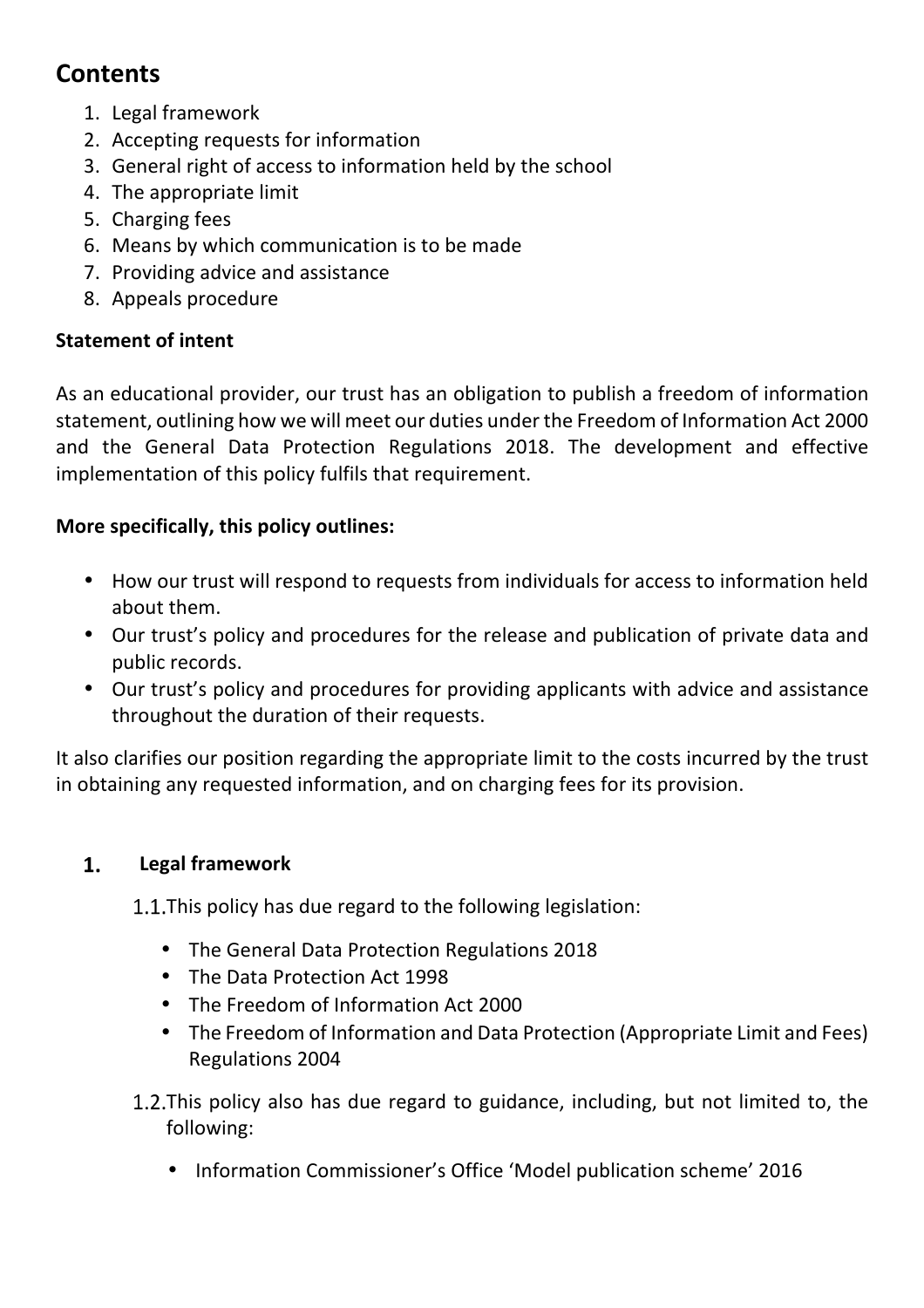## Contents

1. Legal framework
2. Accepting requests for information
3. General right of access to information held by the school
4. The appropriate limit
5. Charging fees
6. Means by which communication is to be made
7. Providing advice and assistance
8. Appeals procedure

**Statement of intent**

As an educational provider, our trust has an obligation to publish a freedom of information statement, outlining how we will meet our duties under the Freedom of Information Act 2000 and the General Data Protection Regulations 2018. The development and effective implementation of this policy fulfils that requirement.

**More specifically, this policy outlines:**

- How our trust will respond to requests from individuals for access to information held about them.
- Our trust's policy and procedures for the release and publication of private data and public records.
- Our trust's policy and procedures for providing applicants with advice and assistance throughout the duration of their requests.

It also clarifies our position regarding the appropriate limit to the costs incurred by the trust in obtaining any requested information, and on charging fees for its provision.

### 1. Legal framework

1.1. This policy has due regard to the following legislation:

- The General Data Protection Regulations 2018
- The Data Protection Act 1998
- The Freedom of Information Act 2000
- The Freedom of Information and Data Protection (Appropriate Limit and Fees) Regulations 2004

1.2. This policy also has due regard to guidance, including, but not limited to, the following:

- Information Commissioner's Office 'Model publication scheme' 2016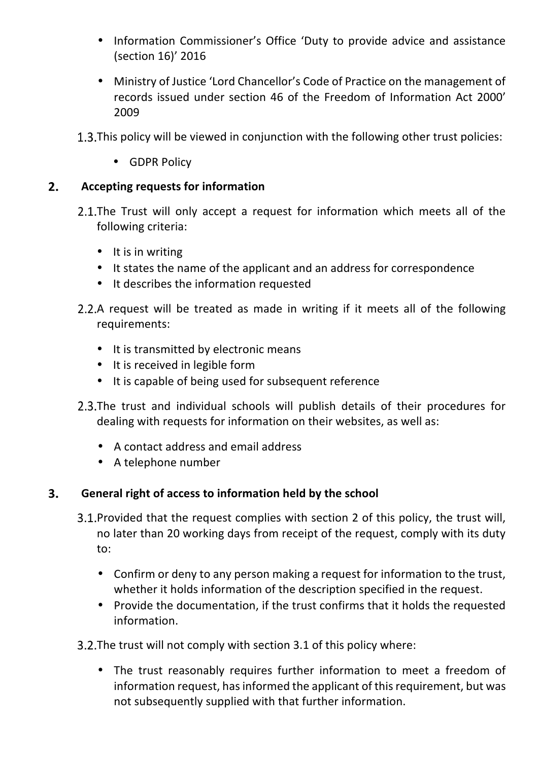- Information Commissioner's Office 'Duty to provide advice and assistance (section 16)' 2016
- Ministry of Justice 'Lord Chancellor's Code of Practice on the management of records issued under section 46 of the Freedom of Information Act 2000' 2009

1.3. This policy will be viewed in conjunction with the following other trust policies:

- GDPR Policy

## 2. Accepting requests for information

2.1. The Trust will only accept a request for information which meets all of the following criteria:

- It is in writing
- It states the name of the applicant and an address for correspondence
- It describes the information requested

2.2. A request will be treated as made in writing if it meets all of the following requirements:

- It is transmitted by electronic means
- It is received in legible form
- It is capable of being used for subsequent reference

2.3. The trust and individual schools will publish details of their procedures for dealing with requests for information on their websites, as well as:

- A contact address and email address
- A telephone number

## 3. General right of access to information held by the school

3.1. Provided that the request complies with section 2 of this policy, the trust will, no later than 20 working days from receipt of the request, comply with its duty to:

- Confirm or deny to any person making a request for information to the trust, whether it holds information of the description specified in the request.
- Provide the documentation, if the trust confirms that it holds the requested information.

3.2. The trust will not comply with section 3.1 of this policy where:

- The trust reasonably requires further information to meet a freedom of information request, has informed the applicant of this requirement, but was not subsequently supplied with that further information.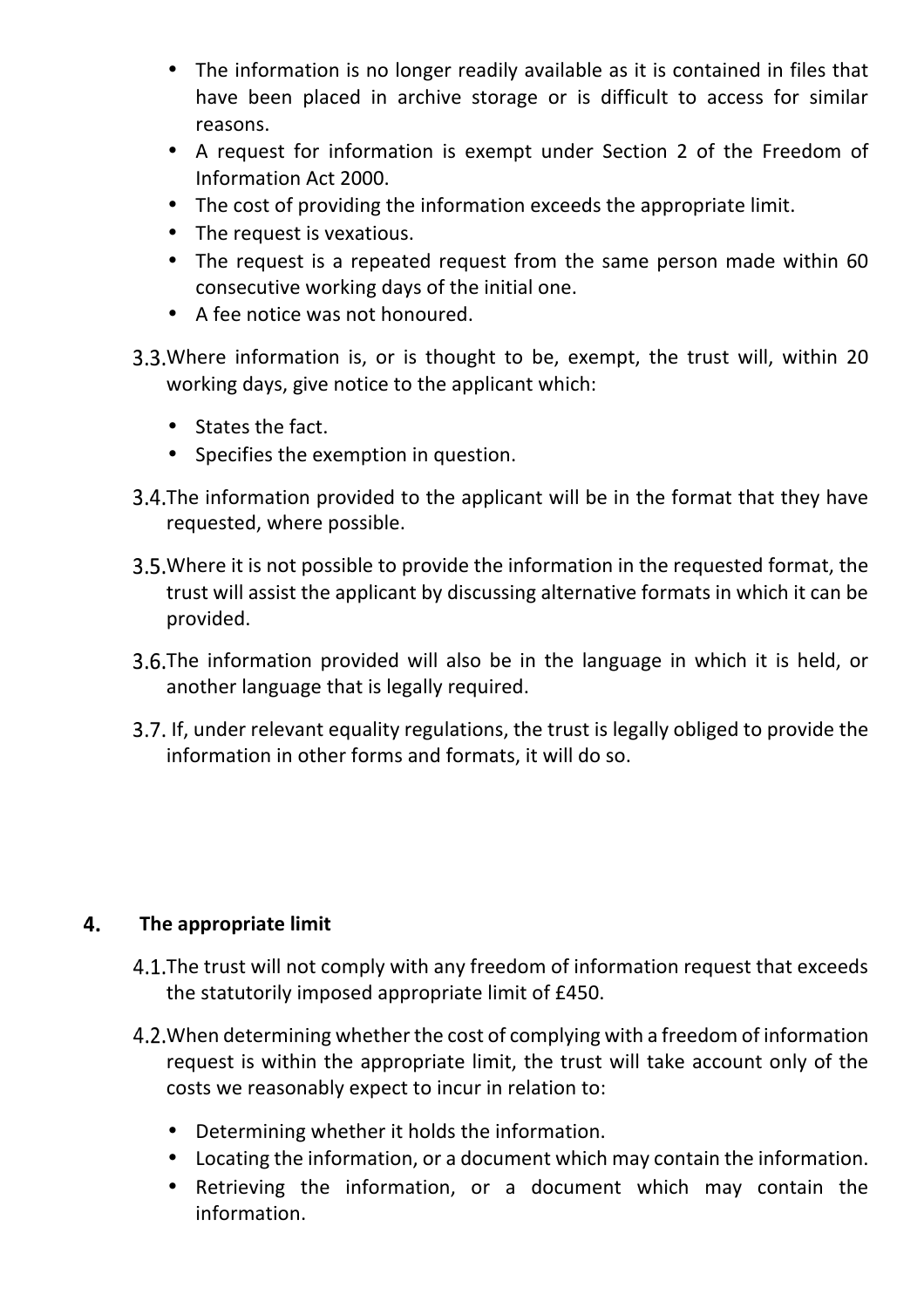- The information is no longer readily available as it is contained in files that have been placed in archive storage or is difficult to access for similar reasons.
- A request for information is exempt under Section 2 of the Freedom of Information Act 2000.
- The cost of providing the information exceeds the appropriate limit.
- The request is vexatious.
- The request is a repeated request from the same person made within 60 consecutive working days of the initial one.
- A fee notice was not honoured.

3.3. Where information is, or is thought to be, exempt, the trust will, within 20 working days, give notice to the applicant which:

- States the fact.
- Specifies the exemption in question.

3.4. The information provided to the applicant will be in the format that they have requested, where possible.

3.5. Where it is not possible to provide the information in the requested format, the trust will assist the applicant by discussing alternative formats in which it can be provided.

3.6. The information provided will also be in the language in which it is held, or another language that is legally required.

3.7. If, under relevant equality regulations, the trust is legally obliged to provide the information in other forms and formats, it will do so.

## 4. The appropriate limit

4.1. The trust will not comply with any freedom of information request that exceeds the statutorily imposed appropriate limit of £450.

4.2. When determining whether the cost of complying with a freedom of information request is within the appropriate limit, the trust will take account only of the costs we reasonably expect to incur in relation to:

- Determining whether it holds the information.
- Locating the information, or a document which may contain the information.
- Retrieving the information, or a document which may contain the information.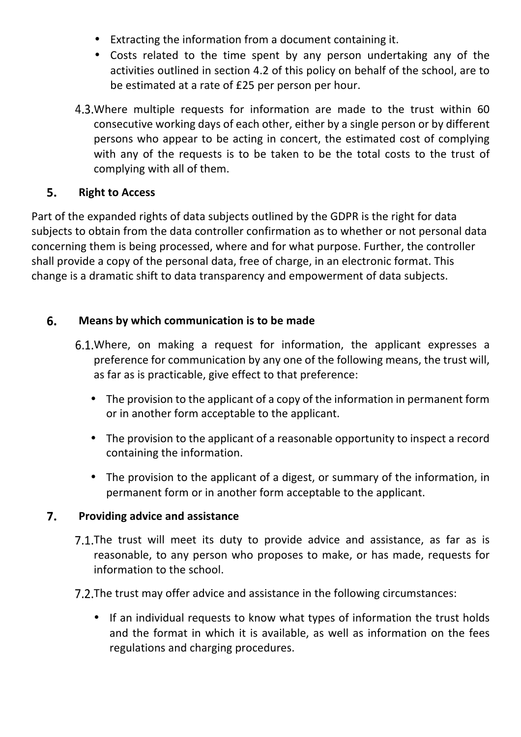- Extracting the information from a document containing it.
- Costs related to the time spent by any person undertaking any of the activities outlined in section 4.2 of this policy on behalf of the school, are to be estimated at a rate of £25 per person per hour.

4.3. Where multiple requests for information are made to the trust within 60 consecutive working days of each other, either by a single person or by different persons who appear to be acting in concert, the estimated cost of complying with any of the requests is to be taken to be the total costs to the trust of complying with all of them.

## 5. Right to Access

Part of the expanded rights of data subjects outlined by the GDPR is the right for data subjects to obtain from the data controller confirmation as to whether or not personal data concerning them is being processed, where and for what purpose. Further, the controller shall provide a copy of the personal data, free of charge, in an electronic format. This change is a dramatic shift to data transparency and empowerment of data subjects.

## 6. Means by which communication is to be made

6.1. Where, on making a request for information, the applicant expresses a preference for communication by any one of the following means, the trust will, as far as is practicable, give effect to that preference:

- The provision to the applicant of a copy of the information in permanent form or in another form acceptable to the applicant.
- The provision to the applicant of a reasonable opportunity to inspect a record containing the information.
- The provision to the applicant of a digest, or summary of the information, in permanent form or in another form acceptable to the applicant.

## 7. Providing advice and assistance

7.1. The trust will meet its duty to provide advice and assistance, as far as is reasonable, to any person who proposes to make, or has made, requests for information to the school.

7.2. The trust may offer advice and assistance in the following circumstances:

- If an individual requests to know what types of information the trust holds and the format in which it is available, as well as information on the fees regulations and charging procedures.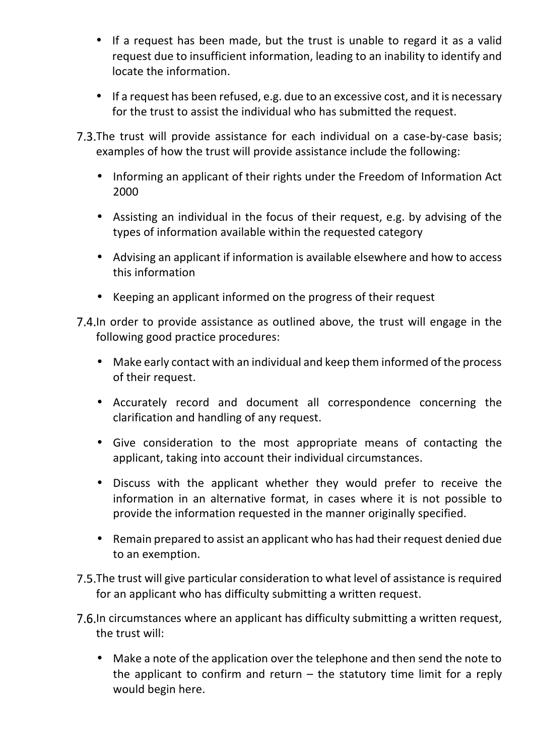- If a request has been made, but the trust is unable to regard it as a valid request due to insufficient information, leading to an inability to identify and locate the information.
- If a request has been refused, e.g. due to an excessive cost, and it is necessary for the trust to assist the individual who has submitted the request.

7.3. The trust will provide assistance for each individual on a case-by-case basis; examples of how the trust will provide assistance include the following:

- Informing an applicant of their rights under the Freedom of Information Act 2000
- Assisting an individual in the focus of their request, e.g. by advising of the types of information available within the requested category
- Advising an applicant if information is available elsewhere and how to access this information
- Keeping an applicant informed on the progress of their request

7.4. In order to provide assistance as outlined above, the trust will engage in the following good practice procedures:

- Make early contact with an individual and keep them informed of the process of their request.
- Accurately record and document all correspondence concerning the clarification and handling of any request.
- Give consideration to the most appropriate means of contacting the applicant, taking into account their individual circumstances.
- Discuss with the applicant whether they would prefer to receive the information in an alternative format, in cases where it is not possible to provide the information requested in the manner originally specified.
- Remain prepared to assist an applicant who has had their request denied due to an exemption.

7.5. The trust will give particular consideration to what level of assistance is required for an applicant who has difficulty submitting a written request.

7.6. In circumstances where an applicant has difficulty submitting a written request, the trust will:

- Make a note of the application over the telephone and then send the note to the applicant to confirm and return – the statutory time limit for a reply would begin here.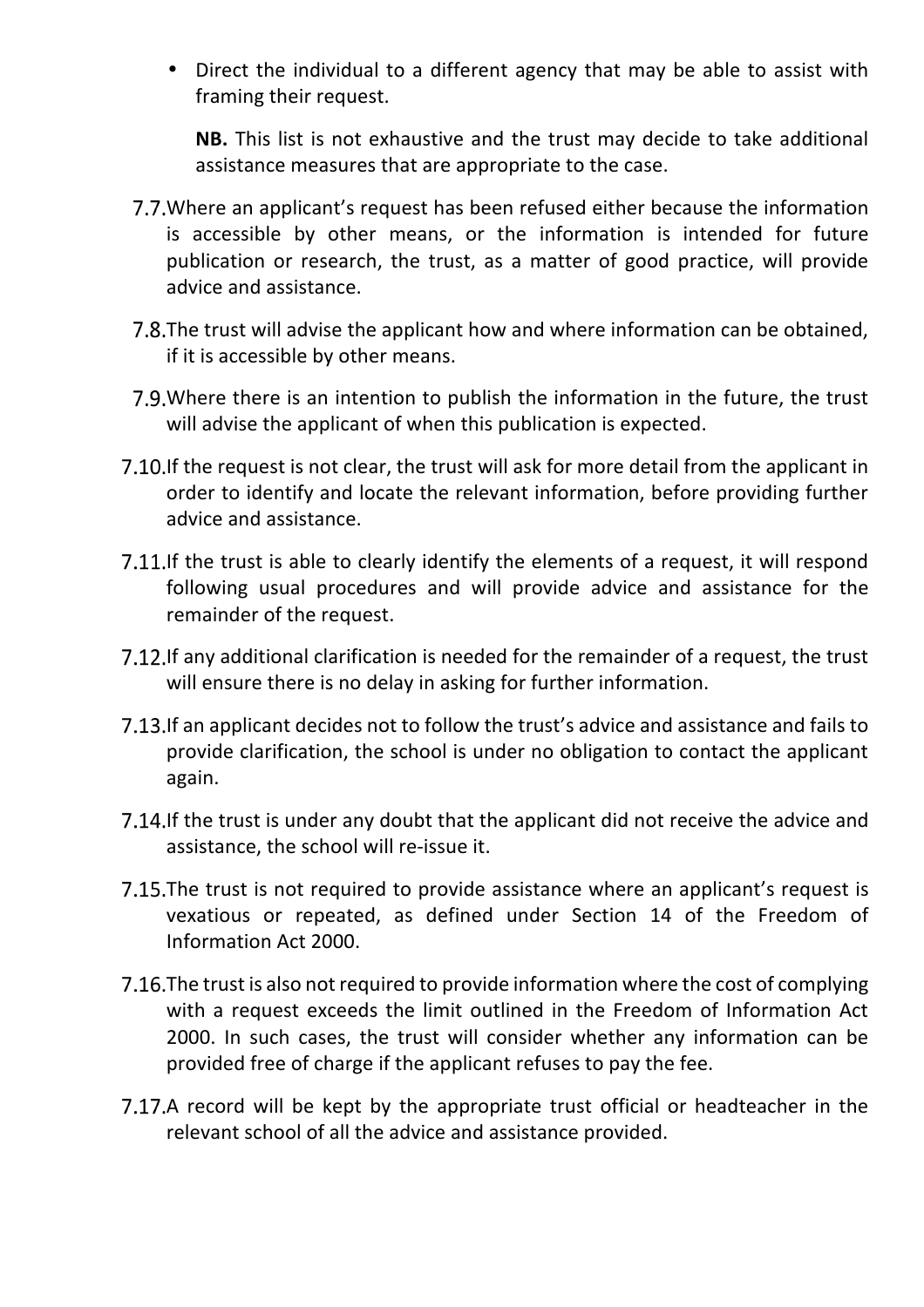- Direct the individual to a different agency that may be able to assist with framing their request.

  **NB.** This list is not exhaustive and the trust may decide to take additional assistance measures that are appropriate to the case.

7.7. Where an applicant's request has been refused either because the information is accessible by other means, or the information is intended for future publication or research, the trust, as a matter of good practice, will provide advice and assistance.

7.8. The trust will advise the applicant how and where information can be obtained, if it is accessible by other means.

7.9. Where there is an intention to publish the information in the future, the trust will advise the applicant of when this publication is expected.

7.10. If the request is not clear, the trust will ask for more detail from the applicant in order to identify and locate the relevant information, before providing further advice and assistance.

7.11. If the trust is able to clearly identify the elements of a request, it will respond following usual procedures and will provide advice and assistance for the remainder of the request.

7.12. If any additional clarification is needed for the remainder of a request, the trust will ensure there is no delay in asking for further information.

7.13. If an applicant decides not to follow the trust's advice and assistance and fails to provide clarification, the school is under no obligation to contact the applicant again.

7.14. If the trust is under any doubt that the applicant did not receive the advice and assistance, the school will re-issue it.

7.15. The trust is not required to provide assistance where an applicant's request is vexatious or repeated, as defined under Section 14 of the Freedom of Information Act 2000.

7.16. The trust is also not required to provide information where the cost of complying with a request exceeds the limit outlined in the Freedom of Information Act 2000. In such cases, the trust will consider whether any information can be provided free of charge if the applicant refuses to pay the fee.

7.17. A record will be kept by the appropriate trust official or headteacher in the relevant school of all the advice and assistance provided.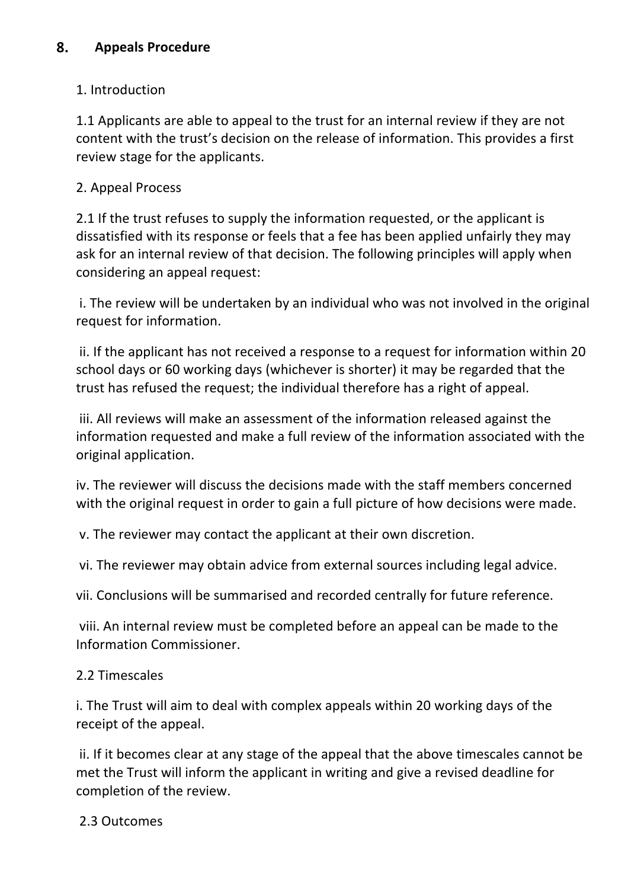## 8. Appeals Procedure

1. Introduction

1.1 Applicants are able to appeal to the trust for an internal review if they are not content with the trust's decision on the release of information. This provides a first review stage for the applicants.

2. Appeal Process

2.1 If the trust refuses to supply the information requested, or the applicant is dissatisfied with its response or feels that a fee has been applied unfairly they may ask for an internal review of that decision. The following principles will apply when considering an appeal request:

i. The review will be undertaken by an individual who was not involved in the original request for information.

ii. If the applicant has not received a response to a request for information within 20 school days or 60 working days (whichever is shorter) it may be regarded that the trust has refused the request; the individual therefore has a right of appeal.

iii. All reviews will make an assessment of the information released against the information requested and make a full review of the information associated with the original application.

iv. The reviewer will discuss the decisions made with the staff members concerned with the original request in order to gain a full picture of how decisions were made.

v. The reviewer may contact the applicant at their own discretion.

vi. The reviewer may obtain advice from external sources including legal advice.

vii. Conclusions will be summarised and recorded centrally for future reference.

viii. An internal review must be completed before an appeal can be made to the Information Commissioner.

2.2 Timescales

i. The Trust will aim to deal with complex appeals within 20 working days of the receipt of the appeal.

ii. If it becomes clear at any stage of the appeal that the above timescales cannot be met the Trust will inform the applicant in writing and give a revised deadline for completion of the review.

2.3 Outcomes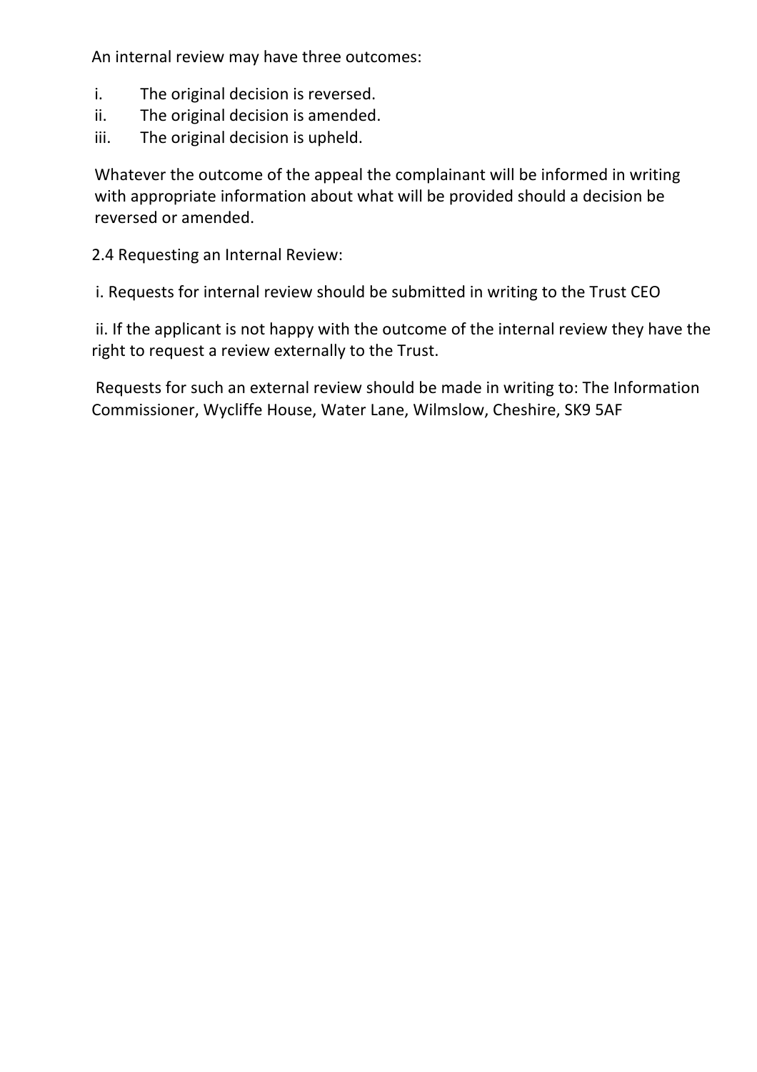An internal review may have three outcomes:

i. The original decision is reversed.
ii. The original decision is amended.
iii. The original decision is upheld.

Whatever the outcome of the appeal the complainant will be informed in writing with appropriate information about what will be provided should a decision be reversed or amended.

2.4 Requesting an Internal Review:

i. Requests for internal review should be submitted in writing to the Trust CEO

ii. If the applicant is not happy with the outcome of the internal review they have the right to request a review externally to the Trust.

Requests for such an external review should be made in writing to: The Information Commissioner, Wycliffe House, Water Lane, Wilmslow, Cheshire, SK9 5AF